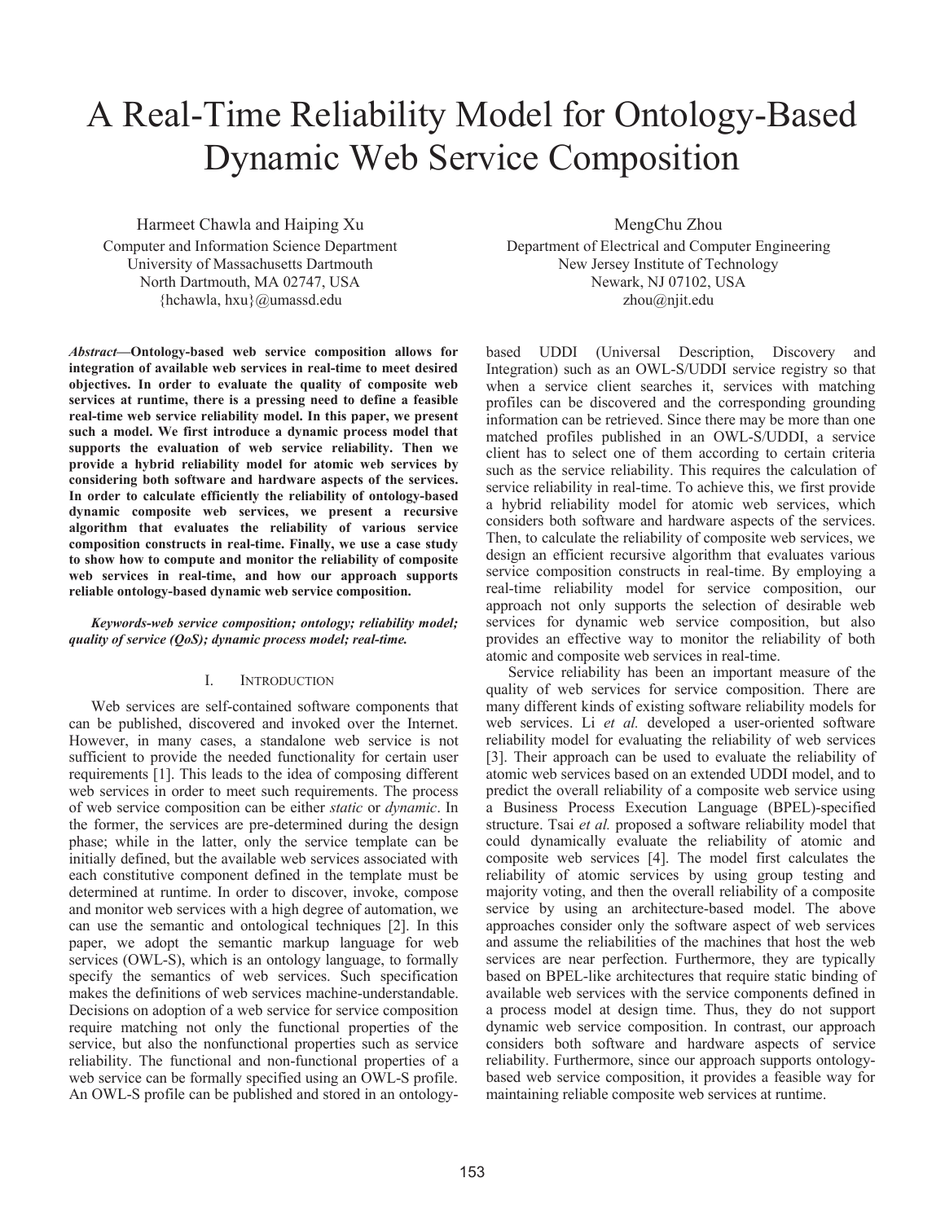# A Real-Time Reliability Model for Ontology-Based Dynamic Web Service Composition

Harmeet Chawla and Haiping Xu
Computer and Information Science Department
University of Massachusetts Dartmouth
North Dartmouth, MA 02747, USA
{hchawla, hxu}@umassd.edu

MengChu Zhou
Department of Electrical and Computer Engineering
New Jersey Institute of Technology
Newark, NJ 07102, USA
zhou@njit.edu

***Abstract*—Ontology-based web service composition allows for integration of available web services in real-time to meet desired objectives. In order to evaluate the quality of composite web services at runtime, there is a pressing need to define a feasible real-time web service reliability model. In this paper, we present such a model. We first introduce a dynamic process model that supports the evaluation of web service reliability. Then we provide a hybrid reliability model for atomic web services by considering both software and hardware aspects of the services. In order to calculate efficiently the reliability of ontology-based dynamic composite web services, we present a recursive algorithm that evaluates the reliability of various service composition constructs in real-time. Finally, we use a case study to show how to compute and monitor the reliability of composite web services in real-time, and how our approach supports reliable ontology-based dynamic web service composition.**

***Keywords-web service composition; ontology; reliability model; quality of service (QoS); dynamic process model; real-time.***

## I. Introduction

Web services are self-contained software components that can be published, discovered and invoked over the Internet. However, in many cases, a standalone web service is not sufficient to provide the needed functionality for certain user requirements [1]. This leads to the idea of composing different web services in order to meet such requirements. The process of web service composition can be either *static* or *dynamic*. In the former, the services are pre-determined during the design phase; while in the latter, only the service template can be initially defined, but the available web services associated with each constitutive component defined in the template must be determined at runtime. In order to discover, invoke, compose and monitor web services with a high degree of automation, we can use the semantic and ontological techniques [2]. In this paper, we adopt the semantic markup language for web services (OWL-S), which is an ontology language, to formally specify the semantics of web services. Such specification makes the definitions of web services machine-understandable. Decisions on adoption of a web service for service composition require matching not only the functional properties of the service, but also the nonfunctional properties such as service reliability. The functional and non-functional properties of a web service can be formally specified using an OWL-S profile. An OWL-S profile can be published and stored in an ontology-based UDDI (Universal Description, Discovery and Integration) such as an OWL-S/UDDI service registry so that when a service client searches it, services with matching profiles can be discovered and the corresponding grounding information can be retrieved. Since there may be more than one matched profiles published in an OWL-S/UDDI, a service client has to select one of them according to certain criteria such as the service reliability. This requires the calculation of service reliability in real-time. To achieve this, we first provide a hybrid reliability model for atomic web services, which considers both software and hardware aspects of the services. Then, to calculate the reliability of composite web services, we design an efficient recursive algorithm that evaluates various service composition constructs in real-time. By employing a real-time reliability model for service composition, our approach not only supports the selection of desirable web services for dynamic web service composition, but also provides an effective way to monitor the reliability of both atomic and composite web services in real-time.

Service reliability has been an important measure of the quality of web services for service composition. There are many different kinds of existing software reliability models for web services. Li *et al.* developed a user-oriented software reliability model for evaluating the reliability of web services [3]. Their approach can be used to evaluate the reliability of atomic web services based on an extended UDDI model, and to predict the overall reliability of a composite web service using a Business Process Execution Language (BPEL)-specified structure. Tsai *et al.* proposed a software reliability model that could dynamically evaluate the reliability of atomic and composite web services [4]. The model first calculates the reliability of atomic services by using group testing and majority voting, and then the overall reliability of a composite service by using an architecture-based model. The above approaches consider only the software aspect of web services and assume the reliabilities of the machines that host the web services are near perfection. Furthermore, they are typically based on BPEL-like architectures that require static binding of available web services with the service components defined in a process model at design time. Thus, they do not support dynamic web service composition. In contrast, our approach considers both software and hardware aspects of service reliability. Furthermore, since our approach supports ontology-based web service composition, it provides a feasible way for maintaining reliable composite web services at runtime.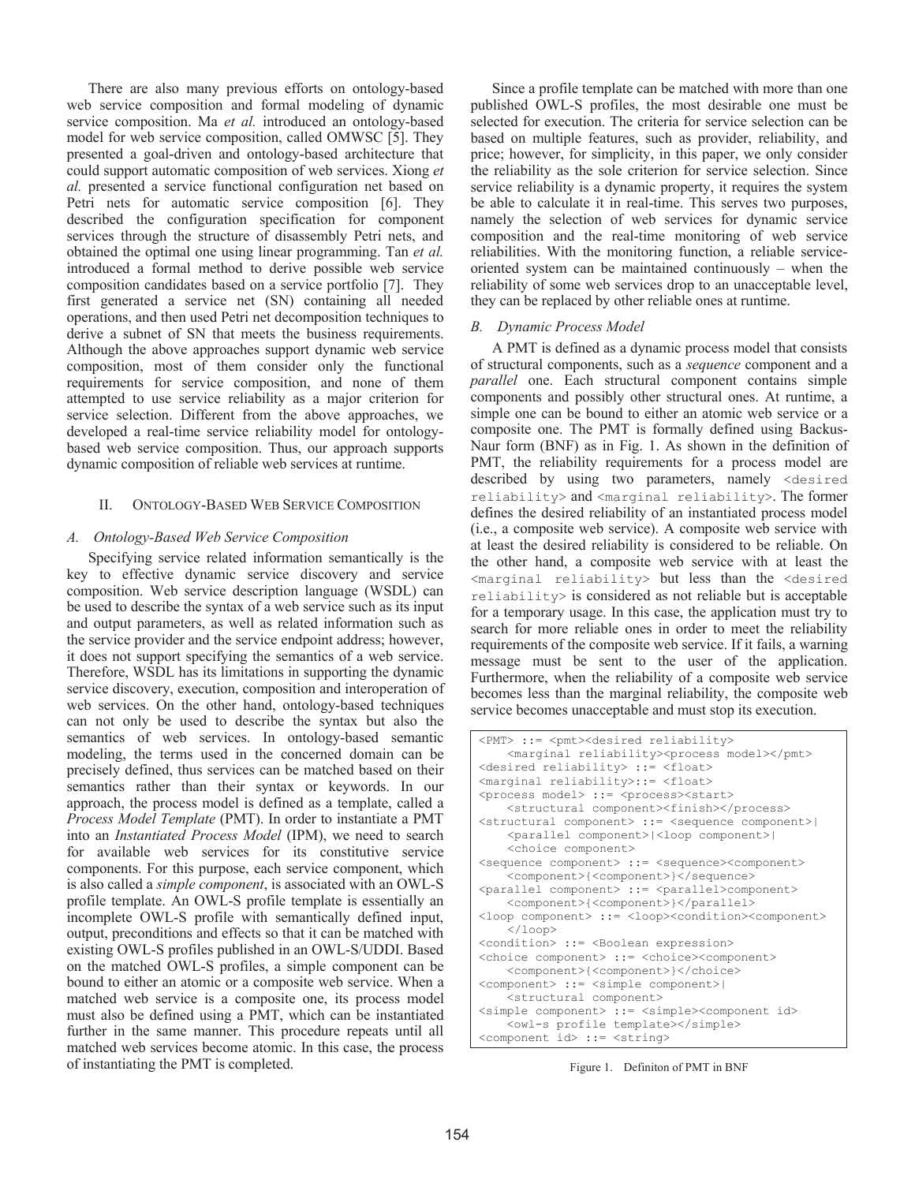There are also many previous efforts on ontology-based web service composition and formal modeling of dynamic service composition. Ma *et al.* introduced an ontology-based model for web service composition, called OMWSC [5]. They presented a goal-driven and ontology-based architecture that could support automatic composition of web services. Xiong *et al.* presented a service functional configuration net based on Petri nets for automatic service composition [6]. They described the configuration specification for component services through the structure of disassembly Petri nets, and obtained the optimal one using linear programming. Tan *et al.* introduced a formal method to derive possible web service composition candidates based on a service portfolio [7]. They first generated a service net (SN) containing all needed operations, and then used Petri net decomposition techniques to derive a subnet of SN that meets the business requirements. Although the above approaches support dynamic web service composition, most of them consider only the functional requirements for service composition, and none of them attempted to use service reliability as a major criterion for service selection. Different from the above approaches, we developed a real-time service reliability model for ontology-based web service composition. Thus, our approach supports dynamic composition of reliable web services at runtime.

## II. Ontology-Based Web Service Composition

### A. Ontology-Based Web Service Composition

Specifying service related information semantically is the key to effective dynamic service discovery and service composition. Web service description language (WSDL) can be used to describe the syntax of a web service such as its input and output parameters, as well as related information such as the service provider and the service endpoint address; however, it does not support specifying the semantics of a web service. Therefore, WSDL has its limitations in supporting the dynamic service discovery, execution, composition and interoperation of web services. On the other hand, ontology-based techniques can not only be used to describe the syntax but also the semantics of web services. In ontology-based semantic modeling, the terms used in the concerned domain can be precisely defined, thus services can be matched based on their semantics rather than their syntax or keywords. In our approach, the process model is defined as a template, called a *Process Model Template* (PMT). In order to instantiate a PMT into an *Instantiated Process Model* (IPM), we need to search for available web services for its constitutive service components. For this purpose, each service component, which is also called a *simple component*, is associated with an OWL-S profile template. An OWL-S profile template is essentially an incomplete OWL-S profile with semantically defined input, output, preconditions and effects so that it can be matched with existing OWL-S profiles published in an OWL-S/UDDI. Based on the matched OWL-S profiles, a simple component can be bound to either an atomic or a composite web service. When a matched web service is a composite one, its process model must also be defined using a PMT, which can be instantiated further in the same manner. This procedure repeats until all matched web services become atomic. In this case, the process of instantiating the PMT is completed.

Since a profile template can be matched with more than one published OWL-S profiles, the most desirable one must be selected for execution. The criteria for service selection can be based on multiple features, such as provider, reliability, and price; however, for simplicity, in this paper, we only consider the reliability as the sole criterion for service selection. Since service reliability is a dynamic property, it requires the system be able to calculate it in real-time. This serves two purposes, namely the selection of web services for dynamic service composition and the real-time monitoring of web service reliabilities. With the monitoring function, a reliable service-oriented system can be maintained continuously – when the reliability of some web services drop to an unacceptable level, they can be replaced by other reliable ones at runtime.

### B. Dynamic Process Model

A PMT is defined as a dynamic process model that consists of structural components, such as a *sequence* component and a *parallel* one. Each structural component contains simple components and possibly other structural ones. At runtime, a simple one can be bound to either an atomic web service or a composite one. The PMT is formally defined using Backus-Naur form (BNF) as in Fig. 1. As shown in the definition of PMT, the reliability requirements for a process model are described by using two parameters, namely `<desired reliability>` and `<marginal reliability>`. The former defines the desired reliability of an instantiated process model (i.e., a composite web service). A composite web service with at least the desired reliability is considered to be reliable. On the other hand, a composite web service with at least the `<marginal reliability>` but less than the `<desired reliability>` is considered as not reliable but is acceptable for a temporary usage. In this case, the application must try to search for more reliable ones in order to meet the reliability requirements of the composite web service. If it fails, a warning message must be sent to the user of the application. Furthermore, when the reliability of a composite web service becomes less than the marginal reliability, the composite web service becomes unacceptable and must stop its execution.

```
<PMT> ::= <pmt><desired reliability>
    <marginal reliability><process model></pmt>
<desired reliability> ::= <float>
<marginal reliability>::= <float>
<process model> ::= <process><start>
    <structural component><finish></process>
<structural component> ::= <sequence component>|
    <parallel component>|<loop component>|
    <choice component>
<sequence component> ::= <sequence><component>
    <component>{<component>}</sequence>
<parallel component> ::= <parallel>component>
    <component>{<component>}</parallel>
<loop component> ::= <loop><condition><component>
    </loop>
<condition> ::= <Boolean expression>
<choice component> ::= <choice><component>
    <component>{<component>}</choice>
<component> ::= <simple component>|
    <structural component>
<simple component> ::= <simple><component id>
    <owl-s profile template></simple>
<component id> ::= <string>
```

Figure 1. Definiton of PMT in BNF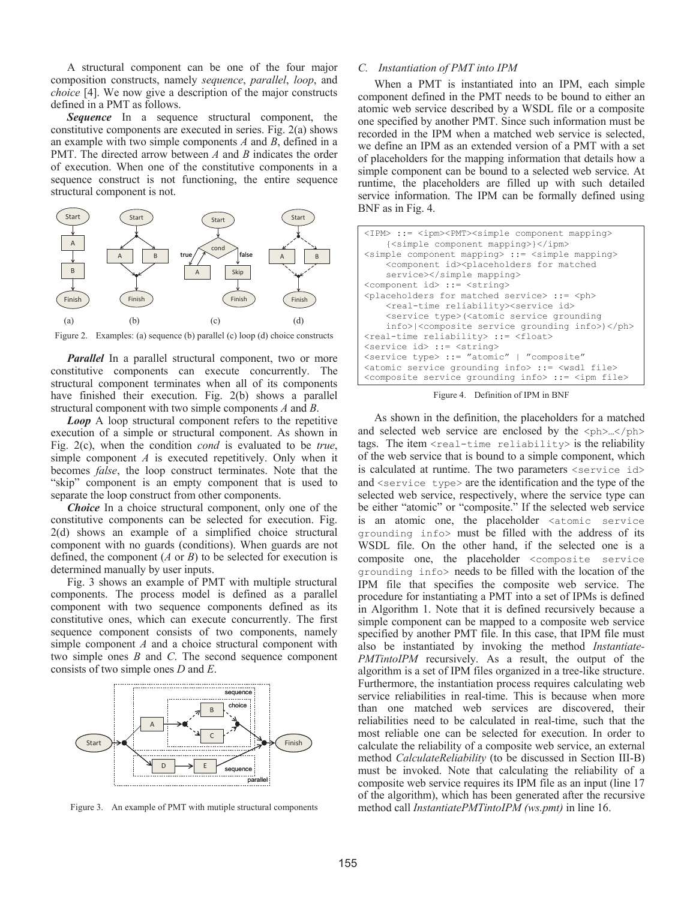A structural component can be one of the four major composition constructs, namely *sequence*, *parallel*, *loop*, and *choice* [4]. We now give a description of the major constructs defined in a PMT as follows.

***Sequence*** In a sequence structural component, the constitutive components are executed in series. Fig. 2(a) shows an example with two simple components *A* and *B*, defined in a PMT. The directed arrow between *A* and *B* indicates the order of execution. When one of the constitutive components in a sequence construct is not functioning, the entire sequence structural component is not.

Figure 2. Examples: (a) sequence (b) parallel (c) loop (d) choice constructs

***Parallel*** In a parallel structural component, two or more constitutive components can execute concurrently. The structural component terminates when all of its components have finished their execution. Fig. 2(b) shows a parallel structural component with two simple components *A* and *B*.

***Loop*** A loop structural component refers to the repetitive execution of a simple or structural component. As shown in Fig. 2(c), when the condition *cond* is evaluated to be *true*, simple component *A* is executed repetitively. Only when it becomes *false*, the loop construct terminates. Note that the "skip" component is an empty component that is used to separate the loop construct from other components.

***Choice*** In a choice structural component, only one of the constitutive components can be selected for execution. Fig. 2(d) shows an example of a simplified choice structural component with no guards (conditions). When guards are not defined, the component (*A* or *B*) to be selected for execution is determined manually by user inputs.

Fig. 3 shows an example of PMT with multiple structural components. The process model is defined as a parallel component with two sequence components defined as its constitutive ones, which can execute concurrently. The first sequence component consists of two components, namely simple component *A* and a choice structural component with two simple ones *B* and *C*. The second sequence component consists of two simple ones *D* and *E*.

Figure 3. An example of PMT with mutiple structural components

### C. Instantiation of PMT into IPM

When a PMT is instantiated into an IPM, each simple component defined in the PMT needs to be bound to either an atomic web service described by a WSDL file or a composite one specified by another PMT. Since such information must be recorded in the IPM when a matched web service is selected, we define an IPM as an extended version of a PMT with a set of placeholders for the mapping information that details how a simple component can be bound to a selected web service. At runtime, the placeholders are filled up with such detailed service information. The IPM can be formally defined using BNF as in Fig. 4.

```
<IPM> ::= <ipm><PMT><simple component mapping>
    {<simple component mapping>}</ipm>
<simple component mapping> ::= <simple mapping>
    <component id><placeholders for matched
    service></simple mapping>
<component id> ::= <string>
<placeholders for matched service> ::= <ph>
    <real-time reliability><service id>
    <service type>(<atomic service grounding
    info>|<composite service grounding info>)</ph>
<real-time reliability> ::= <float>
<service id> ::= <string>
<service type> ::= "atomic" | "composite"
<atomic service grounding info> ::= <wsdl file>
<composite service grounding info> ::= <ipm file>
```

Figure 4. Definition of IPM in BNF

As shown in the definition, the placeholders for a matched and selected web service are enclosed by the `<ph>…</ph>` tags. The item `<real-time reliability>` is the reliability of the web service that is bound to a simple component, which is calculated at runtime. The two parameters `<service id>` and `<service type>` are the identification and the type of the selected web service, respectively, where the service type can be either "atomic" or "composite." If the selected web service is an atomic one, the placeholder `<atomic service grounding info>` must be filled with the address of its WSDL file. On the other hand, if the selected one is a composite one, the placeholder `<composite service grounding info>` needs to be filled with the location of the IPM file that specifies the composite web service. The procedure for instantiating a PMT into a set of IPMs is defined in Algorithm 1. Note that it is defined recursively because a simple component can be mapped to a composite web service specified by another PMT file. In this case, that IPM file must also be instantiated by invoking the method *Instantiate-PMTintoIPM* recursively. As a result, the output of the algorithm is a set of IPM files organized in a tree-like structure. Furthermore, the instantiation process requires calculating web service reliabilities in real-time. This is because when more than one matched web services are discovered, their reliabilities need to be calculated in real-time, such that the most reliable one can be selected for execution. In order to calculate the reliability of a composite web service, an external method *CalculateReliability* (to be discussed in Section III-B) must be invoked. Note that calculating the reliability of a composite web service requires its IPM file as an input (line 17 of the algorithm), which has been generated after the recursive method call *InstantiatePMTintoIPM (ws.pmt)* in line 16.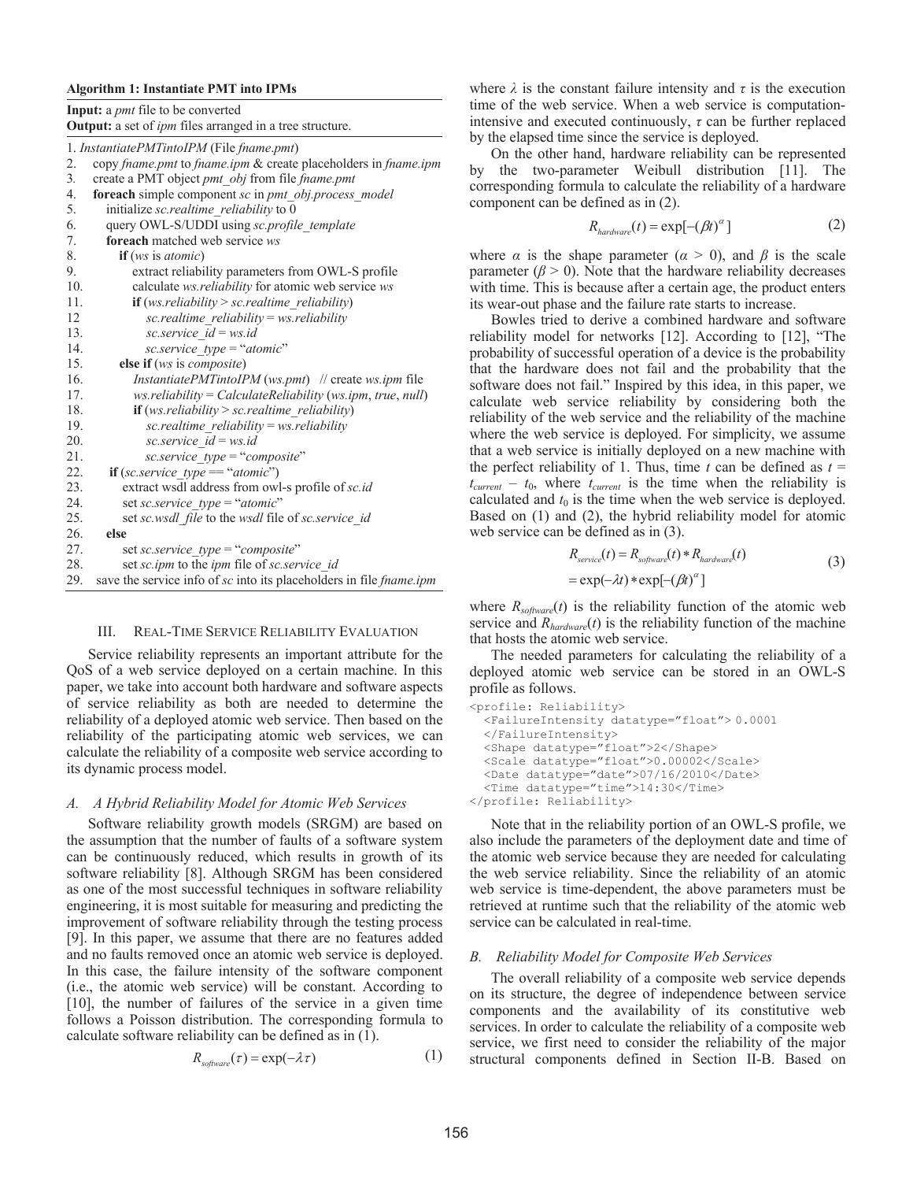**Algorithm 1: Instantiate PMT into IPMs**

**Input:** a *pmt* file to be converted
**Output:** a set of *ipm* files arranged in a tree structure.

```
1. InstantiatePMTintoIPM (File fname.pmt)
2.   copy fname.pmt to fname.ipm & create placeholders in fname.ipm
3.   create a PMT object pmt_obj from file fname.pmt
4.   foreach simple component sc in pmt_obj.process_model
5.     initialize sc.realtime_reliability to 0
6.     query OWL-S/UDDI using sc.profile_template
7.     foreach matched web service ws
8.       if (ws is atomic)
9.         extract reliability parameters from OWL-S profile
10.        calculate ws.reliability for atomic web service ws
11.        if (ws.reliability > sc.realtime_reliability)
12           sc.realtime_reliability = ws.reliability
13.          sc.service_id = ws.id
14.          sc.service_type = "atomic"
15.      else if (ws is composite)
16.        InstantiatePMTintoIPM (ws.pmt)  // create ws.ipm file
17.        ws.reliability = CalculateReliability (ws.ipm, true, null)
18.        if (ws.reliability > sc.realtime_reliability)
19.          sc.realtime_reliability = ws.reliability
20.          sc.service_id = ws.id
21.          sc.service_type = "composite"
22.    if (sc.service_type == "atomic")
23.      extract wsdl address from owl-s profile of sc.id
24.      set sc.service_type = "atomic"
25.      set sc.wsdl_file to the wsdl file of sc.service_id
26.    else
27.      set sc.service_type = "composite"
28.      set sc.ipm to the ipm file of sc.service_id
29.  save the service info of sc into its placeholders in file fname.ipm
```

## III. Real-Time Service Reliability Evaluation

Service reliability represents an important attribute for the QoS of a web service deployed on a certain machine. In this paper, we take into account both hardware and software aspects of service reliability as both are needed to determine the reliability of a deployed atomic web service. Then based on the reliability of the participating atomic web services, we can calculate the reliability of a composite web service according to its dynamic process model.

### *A. A Hybrid Reliability Model for Atomic Web Services*

Software reliability growth models (SRGM) are based on the assumption that the number of faults of a software system can be continuously reduced, which results in growth of its software reliability [8]. Although SRGM has been considered as one of the most successful techniques in software reliability engineering, it is most suitable for measuring and predicting the improvement of software reliability through the testing process [9]. In this paper, we assume that there are no features added and no faults removed once an atomic web service is deployed. In this case, the failure intensity of the software component (i.e., the atomic web service) will be constant. According to [10], the number of failures of the service in a given time follows a Poisson distribution. The corresponding formula to calculate software reliability can be defined as in (1).

$$R_{software}(\tau) = \exp(-\lambda\tau) \tag{1}$$

where $\lambda$ is the constant failure intensity and $\tau$ is the execution time of the web service. When a web service is computation-intensive and executed continuously, $\tau$ can be further replaced by the elapsed time since the service is deployed.

On the other hand, hardware reliability can be represented by the two-parameter Weibull distribution [11]. The corresponding formula to calculate the reliability of a hardware component can be defined as in (2).

$$R_{hardware}(t) = \exp[-(\beta t)^{\alpha}] \tag{2}$$

where $\alpha$ is the shape parameter ($\alpha > 0$), and $\beta$ is the scale parameter ($\beta > 0$). Note that the hardware reliability decreases with time. This is because after a certain age, the product enters its wear-out phase and the failure rate starts to increase.

Bowles tried to derive a combined hardware and software reliability model for networks [12]. According to [12], "The probability of successful operation of a device is the probability that the hardware does not fail and the probability that the software does not fail." Inspired by this idea, in this paper, we calculate web service reliability by considering both the reliability of the web service and the reliability of the machine where the web service is deployed. For simplicity, we assume that a web service is initially deployed on a new machine with the perfect reliability of 1. Thus, time $t$ can be defined as $t = t_{current} - t_0$, where $t_{current}$ is the time when the reliability is calculated and $t_0$ is the time when the web service is deployed. Based on (1) and (2), the hybrid reliability model for atomic web service can be defined as in (3).

$$\begin{aligned} R_{service}(t) &= R_{software}(t) * R_{hardware}(t) \\ &= \exp(-\lambda t) * \exp[-(\beta t)^{\alpha}] \end{aligned} \tag{3}$$

where $R_{software}(t)$ is the reliability function of the atomic web service and $R_{hardware}(t)$ is the reliability function of the machine that hosts the atomic web service.

The needed parameters for calculating the reliability of a deployed atomic web service can be stored in an OWL-S profile as follows.

```
<profile: Reliability>
  <FailureIntensity datatype="float"> 0.0001
  </FailureIntensity>
  <Shape datatype="float">2</Shape>
  <Scale datatype="float">0.00002</Scale>
  <Date datatype="date">07/16/2010</Date>
  <Time datatype="time">14:30</Time>
</profile: Reliability>
```

Note that in the reliability portion of an OWL-S profile, we also include the parameters of the deployment date and time of the atomic web service because they are needed for calculating the web service reliability. Since the reliability of an atomic web service is time-dependent, the above parameters must be retrieved at runtime such that the reliability of the atomic web service can be calculated in real-time.

### *B. Reliability Model for Composite Web Services*

The overall reliability of a composite web service depends on its structure, the degree of independence between service components and the availability of its constitutive web services. In order to calculate the reliability of a composite web service, we first need to consider the reliability of the major structural components defined in Section II-B. Based on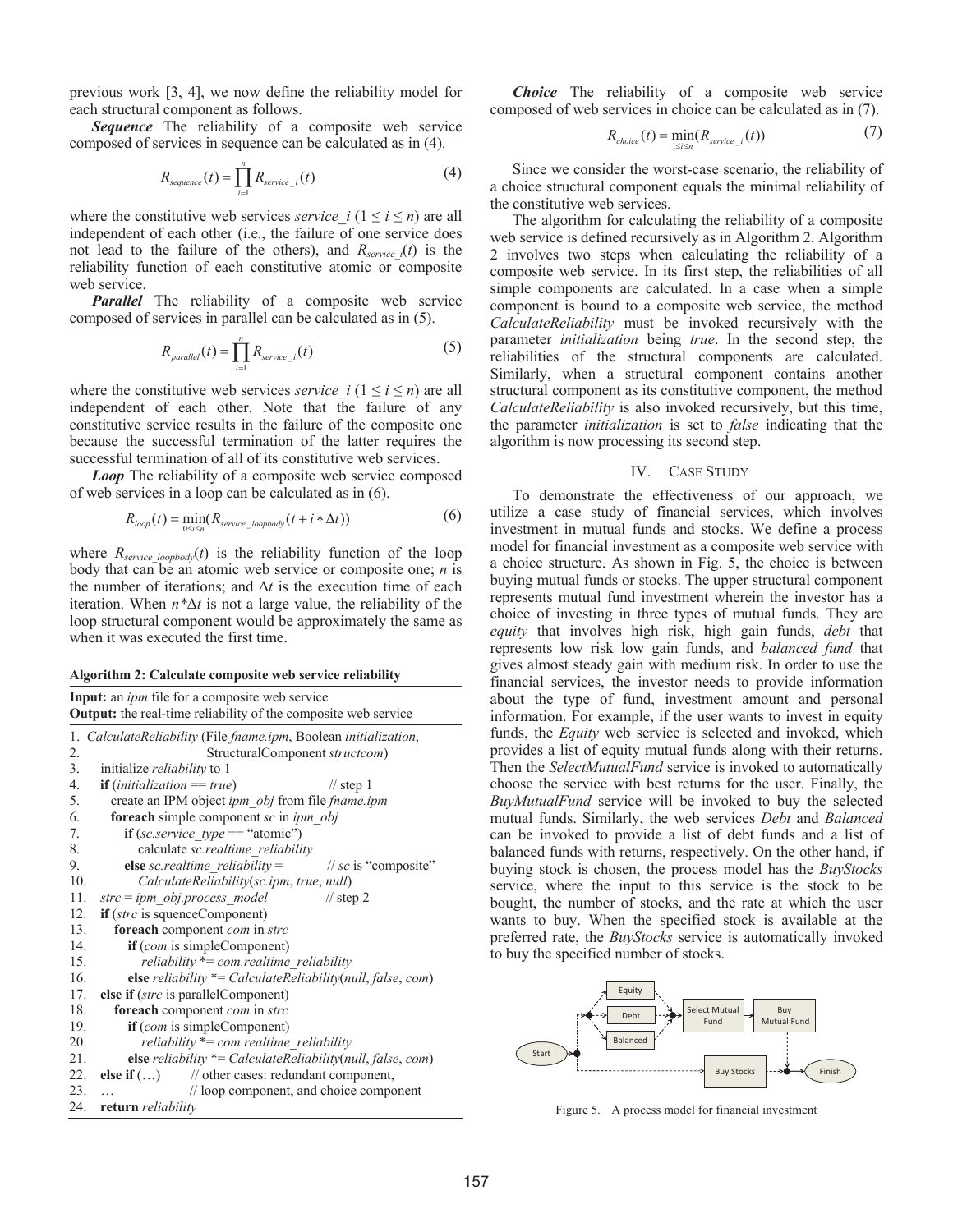previous work [3, 4], we now define the reliability model for each structural component as follows.

***Sequence*** The reliability of a composite web service composed of services in sequence can be calculated as in (4).

$$R_{sequence}(t) = \prod_{i=1}^{n} R_{service\_i}(t) \tag{4}$$

where the constitutive web services *service_i* ($1 \le i \le n$) are all independent of each other (i.e., the failure of one service does not lead to the failure of the others), and $R_{service\_i}(t)$ is the reliability function of each constitutive atomic or composite web service.

***Parallel*** The reliability of a composite web service composed of services in parallel can be calculated as in (5).

$$R_{parallel}(t) = \prod_{i=1}^{n} R_{service\_i}(t) \tag{5}$$

where the constitutive web services *service_i* ($1 \le i \le n$) are all independent of each other. Note that the failure of any constitutive service results in the failure of the composite one because the successful termination of the latter requires the successful termination of all of its constitutive web services.

***Loop*** The reliability of a composite web service composed of web services in a loop can be calculated as in (6).

$$R_{loop}(t) = \min_{0 \le i \le n}(R_{service\_loopbody}(t + i * \Delta t)) \tag{6}$$

where $R_{service\_loopbody}(t)$ is the reliability function of the loop body that can be an atomic web service or composite one; $n$ is the number of iterations; and $\Delta t$ is the execution time of each iteration. When $n*\Delta t$ is not a large value, the reliability of the loop structural component would be approximately the same as when it was executed the first time.

**Algorithm 2: Calculate composite web service reliability**

**Input:** an *ipm* file for a composite web service
**Output:** the real-time reliability of the composite web service

```
1.  CalculateReliability (File fname.ipm, Boolean initialization,
2.                        StructuralComponent structcom)
3.    initialize reliability to 1
4.    if (initialization == true)                    // step 1
5.      create an IPM object ipm_obj from file fname.ipm
6.      foreach simple component sc in ipm_obj
7.        if (sc.service_type == "atomic")
8.          calculate sc.realtime_reliability
9.        else sc.realtime_reliability =             // sc is "composite"
10.           CalculateReliability(sc.ipm, true, null)
11.   strc = ipm_obj.process_model                   // step 2
12.   if (strc is squenceComponent)
13.     foreach component com in strc
14.       if (com is simpleComponent)
15.         reliability *= com.realtime_reliability
16.       else reliability *= CalculateReliability(null, false, com)
17.   else if (strc is parallelComponent)
18.     foreach component com in strc
19.       if (com is simpleComponent)
20.         reliability *= com.realtime_reliability
21.       else reliability *= CalculateReliability(null, false, com)
22.   else if (…)      // other cases: redundant component,
23.   …                // loop component, and choice component
24.   return reliability
```

***Choice*** The reliability of a composite web service composed of web services in choice can be calculated as in (7).

$$R_{choice}(t) = \min_{1 \le i \le n}(R_{service\_i}(t)) \tag{7}$$

Since we consider the worst-case scenario, the reliability of a choice structural component equals the minimal reliability of the constitutive web services.

The algorithm for calculating the reliability of a composite web service is defined recursively as in Algorithm 2. Algorithm 2 involves two steps when calculating the reliability of a composite web service. In its first step, the reliabilities of all simple components are calculated. In a case when a simple component is bound to a composite web service, the method *CalculateReliability* must be invoked recursively with the parameter *initialization* being *true*. In the second step, the reliabilities of the structural components are calculated. Similarly, when a structural component contains another structural component as its constitutive component, the method *CalculateReliability* is also invoked recursively, but this time, the parameter *initialization* is set to *false* indicating that the algorithm is now processing its second step.

## IV. Case Study

To demonstrate the effectiveness of our approach, we utilize a case study of financial services, which involves investment in mutual funds and stocks. We define a process model for financial investment as a composite web service with a choice structure. As shown in Fig. 5, the choice is between buying mutual funds or stocks. The upper structural component represents mutual fund investment wherein the investor has a choice of investing in three types of mutual funds. They are *equity* that involves high risk, high gain funds, *debt* that represents low risk low gain funds, and *balanced fund* that gives almost steady gain with medium risk. In order to use the financial services, the investor needs to provide information about the type of fund, investment amount and personal information. For example, if the user wants to invest in equity funds, the *Equity* web service is selected and invoked, which provides a list of equity mutual funds along with their returns. Then the *SelectMutualFund* service is invoked to automatically choose the service with best returns for the user. Finally, the *BuyMutualFund* service will be invoked to buy the selected mutual funds. Similarly, the web services *Debt* and *Balanced* can be invoked to provide a list of debt funds and a list of balanced funds with returns, respectively. On the other hand, if buying stock is chosen, the process model has the *BuyStocks* service, where the input to this service is the stock to be bought, the number of stocks, and the rate at which the user wants to buy. When the specified stock is available at the preferred rate, the *BuyStocks* service is automatically invoked to buy the specified number of stocks.

Figure 5. A process model for financial investment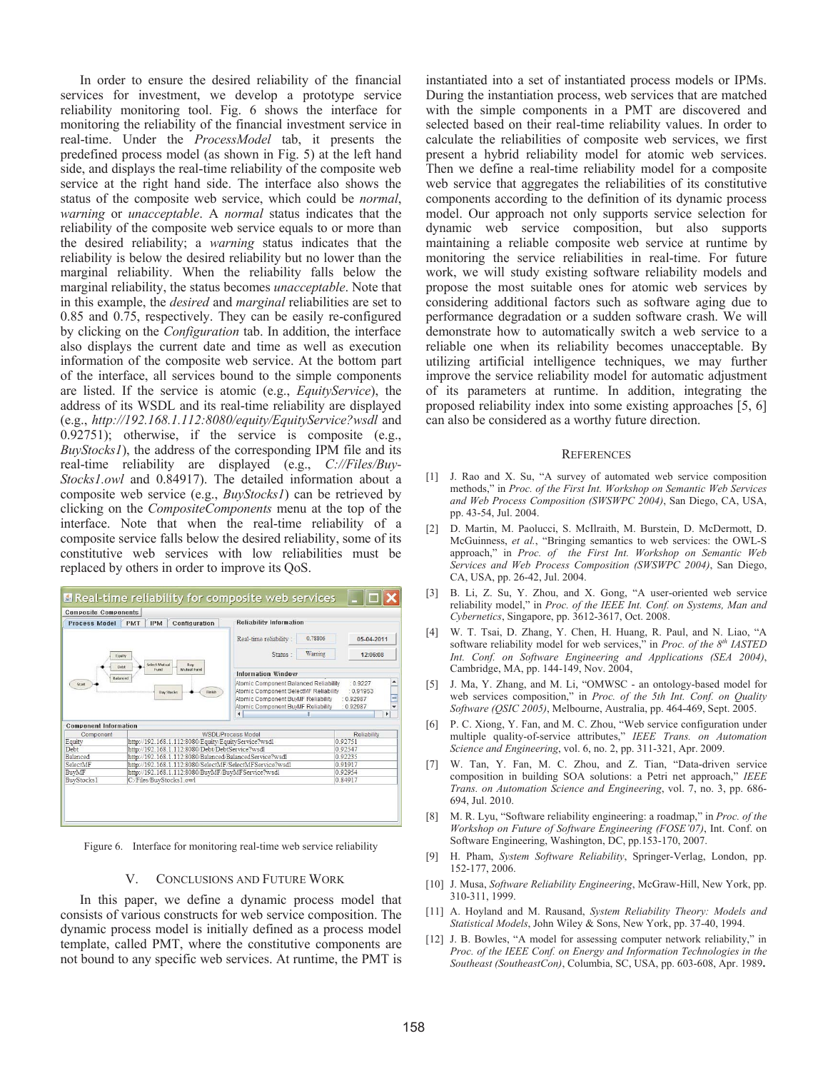In order to ensure the desired reliability of the financial services for investment, we develop a prototype service reliability monitoring tool. Fig. 6 shows the interface for monitoring the reliability of the financial investment service in real-time. Under the *ProcessModel* tab, it presents the predefined process model (as shown in Fig. 5) at the left hand side, and displays the real-time reliability of the composite web service at the right hand side. The interface also shows the status of the composite web service, which could be *normal*, *warning* or *unacceptable*. A *normal* status indicates that the reliability of the composite web service equals to or more than the desired reliability; a *warning* status indicates that the reliability is below the desired reliability but no lower than the marginal reliability. When the reliability falls below the marginal reliability, the status becomes *unacceptable*. Note that in this example, the *desired* and *marginal* reliabilities are set to 0.85 and 0.75, respectively. They can be easily re-configured by clicking on the *Configuration* tab. In addition, the interface also displays the current date and time as well as execution information of the composite web service. At the bottom part of the interface, all services bound to the simple components are listed. If the service is atomic (e.g., *EquityService*), the address of its WSDL and its real-time reliability are displayed (e.g., *http://192.168.1.112:8080/equity/EquityService?wsdl* and 0.92751); otherwise, if the service is composite (e.g., *BuyStocks1*), the address of the corresponding IPM file and its real-time reliability are displayed (e.g., *C://Files/Buy-Stocks1.owl* and 0.84917). The detailed information about a composite web service (e.g., *BuyStocks1*) can be retrieved by clicking on the *CompositeComponents* menu at the top of the interface. Note that when the real-time reliability of a composite service falls below the desired reliability, some of its constitutive web services with low reliabilities must be replaced by others in order to improve its QoS.

Real-time reliability for composite web services

Composite Components

Process Model | PMT | IPM | Configuration

Start, Equity, Debt, Balanced, Select Mutual Fund, Buy Mutual Fund, Buy Stocks, Finish

Reliability Information

Real-time reliability : 0.78806 05-04-2011

Status : Warning 12:06:08

Information Window

Atomic Component Balanced Reliability : 0.9227

Atomic Component SelectMF Reliability : 0.91953

Atomic Component BuyMF Reliability : 0.92987

Atomic Component BuyMF Reliability : 0.92987

Component Information

| Component | WSDL/Process Model | Reliability |
|---|---|---|
| Equity | http://192.168.1.112:8080/Equity/EquityService?wsdl | 0.92751 |
| Debt | http://192.168.1.112:8080/Debt/DebtService?wsdl | 0.92547 |
| Balanced | http://192.168.1.112:8080/Balanced/BalancedService?wsdl | 0.92235 |
| SelectMF | http://192.168.1.112:8080/SelectMF/SelectMFService?wsdl | 0.91917 |
| BuyMF | http://192.168.1.112:8080/BuyMF/BuyMFService?wsdl | 0.92954 |
| BuyStocks1 | C:/Files/BuyStocks1.owl | 0.84917 |

Figure 6. Interface for monitoring real-time web service reliability

## V. CONCLUSIONS AND FUTURE WORK

In this paper, we define a dynamic process model that consists of various constructs for web service composition. The dynamic process model is initially defined as a process model template, called PMT, where the constitutive components are not bound to any specific web services. At runtime, the PMT is instantiated into a set of instantiated process models or IPMs. During the instantiation process, web services that are matched with the simple components in a PMT are discovered and selected based on their real-time reliability values. In order to calculate the reliabilities of composite web services, we first present a hybrid reliability model for atomic web services. Then we define a real-time reliability model for a composite web service that aggregates the reliabilities of its constitutive components according to the definition of its dynamic process model. Our approach not only supports service selection for dynamic web service composition, but also supports maintaining a reliable composite web service at runtime by monitoring the service reliabilities in real-time. For future work, we will study existing software reliability models and propose the most suitable ones for atomic web services by considering additional factors such as software aging due to performance degradation or a sudden software crash. We will demonstrate how to automatically switch a web service to a reliable one when its reliability becomes unacceptable. By utilizing artificial intelligence techniques, we may further improve the service reliability model for automatic adjustment of its parameters at runtime. In addition, integrating the proposed reliability index into some existing approaches [5, 6] can also be considered as a worthy future direction.

## REFERENCES

[1] J. Rao and X. Su, "A survey of automated web service composition methods," in *Proc. of the First Int. Workshop on Semantic Web Services and Web Process Composition (SWSWPC 2004)*, San Diego, CA, USA, pp. 43-54, Jul. 2004.

[2] D. Martin, M. Paolucci, S. McIlraith, M. Burstein, D. McDermott, D. McGuinness, *et al.*, "Bringing semantics to web services: the OWL-S approach," in *Proc. of the First Int. Workshop on Semantic Web Services and Web Process Composition (SWSWPC 2004)*, San Diego, CA, USA, pp. 26-42, Jul. 2004.

[3] B. Li, Z. Su, Y. Zhou, and X. Gong, "A user-oriented web service reliability model," in *Proc. of the IEEE Int. Conf. on Systems, Man and Cybernetics*, Singapore, pp. 3612-3617, Oct. 2008.

[4] W. T. Tsai, D. Zhang, Y. Chen, H. Huang, R. Paul, and N. Liao, "A software reliability model for web services," in *Proc. of the 8th IASTED Int. Conf. on Software Engineering and Applications (SEA 2004)*, Cambridge, MA, pp. 144-149, Nov. 2004.

[5] J. Ma, Y. Zhang, and M. Li, "OMWSC - an ontology-based model for web services composition," in *Proc. of the 5th Int. Conf. on Quality Software (QSIC 2005)*, Melbourne, Australia, pp. 464-469, Sept. 2005.

[6] P. C. Xiong, Y. Fan, and M. C. Zhou, "Web service configuration under multiple quality-of-service attributes," *IEEE Trans. on Automation Science and Engineering*, vol. 6, no. 2, pp. 311-321, Apr. 2009.

[7] W. Tan, Y. Fan, M. C. Zhou, and Z. Tian, "Data-driven service composition in building SOA solutions: a Petri net approach," *IEEE Trans. on Automation Science and Engineering*, vol. 7, no. 3, pp. 686-694, Jul. 2010.

[8] M. R. Lyu, "Software reliability engineering: a roadmap," in *Proc. of the Workshop on Future of Software Engineering (FOSE'07)*, Int. Conf. on Software Engineering, Washington, DC, pp.153-170, 2007.

[9] H. Pham, *System Software Reliability*, Springer-Verlag, London, pp. 152-177, 2006.

[10] J. Musa, *Software Reliability Engineering*, McGraw-Hill, New York, pp. 310-311, 1999.

[11] A. Hoyland and M. Rausand, *System Reliability Theory: Models and Statistical Models*, John Wiley & Sons, New York, pp. 37-40, 1994.

[12] J. B. Bowles, "A model for assessing computer network reliability," in *Proc. of the IEEE Conf. on Energy and Information Technologies in the Southeast (SoutheastCon)*, Columbia, SC, USA, pp. 603-608, Apr. 1989.